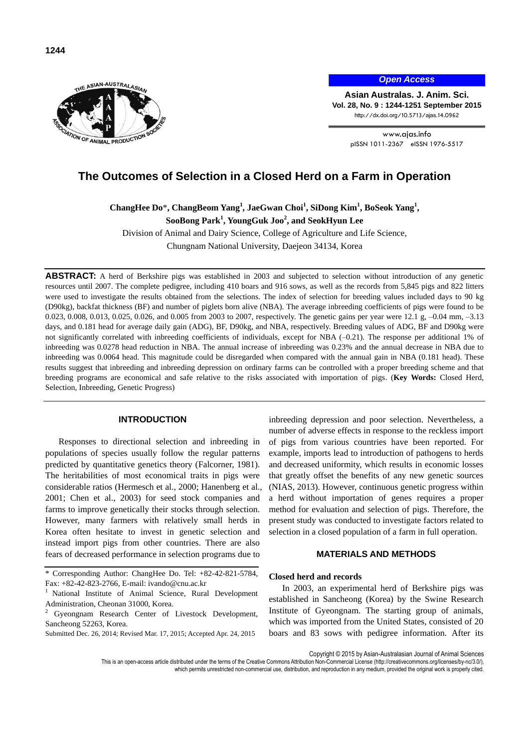# The Outcomes of Selection in a Closed Herd on a Farm in Operation

**ChangHee Do***, **ChangBeom Yang**[1], **JaeGwan Choi**[1], **SiDong Kim**[1], **BoSeok Yang**[1], **SooBong Park**[1], **YoungGuk Joo**[2], **and SeokHyun Lee**

Division of Animal and Dairy Science, College of Agriculture and Life Science, Chungnam National University, Daejeon 34134, Korea

**ABSTRACT:** A herd of Berkshire pigs was established in 2003 and subjected to selection without introduction of any genetic resources until 2007. The complete pedigree, including 410 boars and 916 sows, as well as the records from 5,845 pigs and 822 litters were used to investigate the results obtained from the selections. The index of selection for breeding values included days to 90 kg (D90kg), backfat thickness (BF) and number of piglets born alive (NBA). The average inbreeding coefficients of pigs were found to be 0.023, 0.008, 0.013, 0.025, 0.026, and 0.005 from 2003 to 2007, respectively. The genetic gains per year were 12.1 g, –0.04 mm, –3.13 days, and 0.181 head for average daily gain (ADG), BF, D90kg, and NBA, respectively. Breeding values of ADG, BF and D90kg were not significantly correlated with inbreeding coefficients of individuals, except for NBA (–0.21). The response per additional 1% of inbreeding was 0.0278 head reduction in NBA. The annual increase of inbreeding was 0.23% and the annual decrease in NBA due to inbreeding was 0.0064 head. This magnitude could be disregarded when compared with the annual gain in NBA (0.181 head). These results suggest that inbreeding and inbreeding depression on ordinary farms can be controlled with a proper breeding scheme and that breeding programs are economical and safe relative to the risks associated with importation of pigs. (**Key Words:** Closed Herd, Selection, Inbreeding, Genetic Progress)

## INTRODUCTION

Responses to directional selection and inbreeding in populations of species usually follow the regular patterns predicted by quantitative genetics theory (Falcorner, 1981). The heritabilities of most economical traits in pigs were considerable ratios (Hermesch et al., 2000; Hanenberg et al., 2001; Chen et al., 2003) for seed stock companies and farms to improve genetically their stocks through selection. However, many farmers with relatively small herds in Korea often hesitate to invest in genetic selection and instead import pigs from other countries. There are also fears of decreased performance in selection programs due to inbreeding depression and poor selection. Nevertheless, a number of adverse effects in response to the reckless import of pigs from various countries have been reported. For example, imports lead to introduction of pathogens to herds and decreased uniformity, which results in economic losses that greatly offset the benefits of any new genetic sources (NIAS, 2013). However, continuous genetic progress within a herd without importation of genes requires a proper method for evaluation and selection of pigs. Therefore, the present study was conducted to investigate factors related to selection in a closed population of a farm in full operation.

## MATERIALS AND METHODS

### Closed herd and records

In 2003, an experimental herd of Berkshire pigs was established in Sancheong (Korea) by the Swine Research Institute of Gyeongnam. The starting group of animals, which was imported from the United States, consisted of 20 boars and 83 sows with pedigree information. After its

\* Corresponding Author: ChangHee Do. Tel: +82-42-821-5784, Fax: +82-42-823-2766, E-mail: ivando@cnu.ac.kr

[1] National Institute of Animal Science, Rural Development Administration, Cheonan 31000, Korea.

[2] Gyeongnam Research Center of Livestock Development, Sancheong 52263, Korea.

Submitted Dec. 26, 2014; Revised Mar. 17, 2015; Accepted Apr. 24, 2015

Copyright © 2015 by Asian-Australasian Journal of Animal Sciences

This is an open-access article distributed under the terms of the Creative Commons Attribution Non-Commercial License (http://creativecommons.org/licenses/by-nc/3.0/), which permits unrestricted non-commercial use, distribution, and reproduction in any medium, provided the original work is properly cited.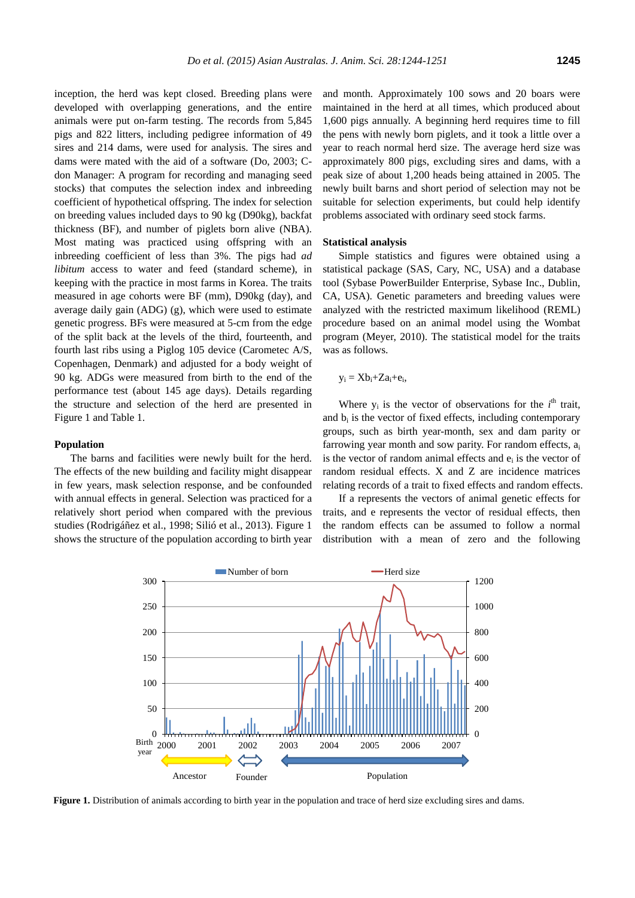inception, the herd was kept closed. Breeding plans were developed with overlapping generations, and the entire animals were put on-farm testing. The records from 5,845 pigs and 822 litters, including pedigree information of 49 sires and 214 dams, were used for analysis. The sires and dams were mated with the aid of a software (Do, 2003; C-don Manager: A program for recording and managing seed stocks) that computes the selection index and inbreeding coefficient of hypothetical offspring. The index for selection on breeding values included days to 90 kg (D90kg), backfat thickness (BF), and number of piglets born alive (NBA). Most mating was practiced using offspring with an inbreeding coefficient of less than 3%. The pigs had *ad libitum* access to water and feed (standard scheme), in keeping with the practice in most farms in Korea. The traits measured in age cohorts were BF (mm), D90kg (day), and average daily gain (ADG) (g), which were used to estimate genetic progress. BFs were measured at 5-cm from the edge of the split back at the levels of the third, fourteenth, and fourth last ribs using a Piglog 105 device (Carometec A/S, Copenhagen, Denmark) and adjusted for a body weight of 90 kg. ADGs were measured from birth to the end of the performance test (about 145 age days). Details regarding the structure and selection of the herd are presented in Figure 1 and Table 1.

### Population

The barns and facilities were newly built for the herd. The effects of the new building and facility might disappear in few years, mask selection response, and be confounded with annual effects in general. Selection was practiced for a relatively short period when compared with the previous studies (Rodrigáñez et al., 1998; Silió et al., 2013). Figure 1 shows the structure of the population according to birth year and month. Approximately 100 sows and 20 boars were maintained in the herd at all times, which produced about 1,600 pigs annually. A beginning herd requires time to fill the pens with newly born piglets, and it took a little over a year to reach normal herd size. The average herd size was approximately 800 pigs, excluding sires and dams, with a peak size of about 1,200 heads being attained in 2005. The newly built barns and short period of selection may not be suitable for selection experiments, but could help identify problems associated with ordinary seed stock farms.

### Statistical analysis

Simple statistics and figures were obtained using a statistical package (SAS, Cary, NC, USA) and a database tool (Sybase PowerBuilder Enterprise, Sybase Inc., Dublin, CA, USA). Genetic parameters and breeding values were analyzed with the restricted maximum likelihood (REML) procedure based on an animal model using the Wombat program (Meyer, 2010). The statistical model for the traits was as follows.

$$y_i = Xb_i + Za_i + e_i,$$

Where $y_i$ is the vector of observations for the $i^{th}$ trait, and $b_i$ is the vector of fixed effects, including contemporary groups, such as birth year-month, sex and dam parity or farrowing year month and sow parity. For random effects, $a_i$ is the vector of random animal effects and $e_i$ is the vector of random residual effects. X and Z are incidence matrices relating records of a trait to fixed effects and random effects.

If a represents the vectors of animal genetic effects for traits, and e represents the vector of residual effects, then the random effects can be assumed to follow a normal distribution with a mean of zero and the following

**Figure 1.** Distribution of animals according to birth year in the population and trace of herd size excluding sires and dams.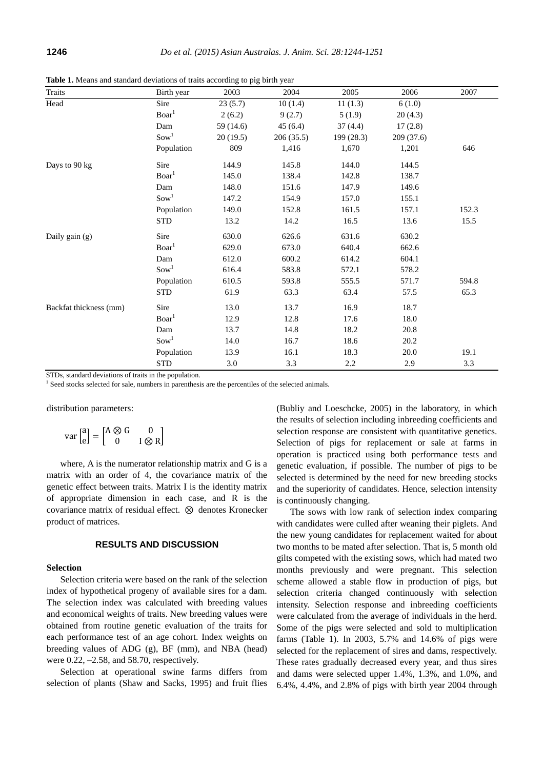**Table 1.** Means and standard deviations of traits according to pig birth year

| Traits | Birth year | 2003 | 2004 | 2005 | 2006 | 2007 |
|---|---|---|---|---|---|---|
| Head | Sire | 23 (5.7) | 10 (1.4) | 11 (1.3) | 6 (1.0) | |
| | Boar[1] | 2 (6.2) | 9 (2.7) | 5 (1.9) | 20 (4.3) | |
| | Dam | 59 (14.6) | 45 (6.4) | 37 (4.4) | 17 (2.8) | |
| | Sow[1] | 20 (19.5) | 206 (35.5) | 199 (28.3) | 209 (37.6) | |
| | Population | 809 | 1,416 | 1,670 | 1,201 | 646 |
| Days to 90 kg | Sire | 144.9 | 145.8 | 144.0 | 144.5 | |
| | Boar[1] | 145.0 | 138.4 | 142.8 | 138.7 | |
| | Dam | 148.0 | 151.6 | 147.9 | 149.6 | |
| | Sow[1] | 147.2 | 154.9 | 157.0 | 155.1 | |
| | Population | 149.0 | 152.8 | 161.5 | 157.1 | 152.3 |
| | STD | 13.2 | 14.2 | 16.5 | 13.6 | 15.5 |
| Daily gain (g) | Sire | 630.0 | 626.6 | 631.6 | 630.2 | |
| | Boar[1] | 629.0 | 673.0 | 640.4 | 662.6 | |
| | Dam | 612.0 | 600.2 | 614.2 | 604.1 | |
| | Sow[1] | 616.4 | 583.8 | 572.1 | 578.2 | |
| | Population | 610.5 | 593.8 | 555.5 | 571.7 | 594.8 |
| | STD | 61.9 | 63.3 | 63.4 | 57.5 | 65.3 |
| Backfat thickness (mm) | Sire | 13.0 | 13.7 | 16.9 | 18.7 | |
| | Boar[1] | 12.9 | 12.8 | 17.6 | 18.0 | |
| | Dam | 13.7 | 14.8 | 18.2 | 20.8 | |
| | Sow[1] | 14.0 | 16.7 | 18.6 | 20.2 | |
| | Population | 13.9 | 16.1 | 18.3 | 20.0 | 19.1 |
| | STD | 3.0 | 3.3 | 2.2 | 2.9 | 3.3 |

STDs, standard deviations of traits in the population.
[1] Seed stocks selected for sale, numbers in parenthesis are the percentiles of the selected animals.

distribution parameters:

$$\text{var}\begin{bmatrix} a \\ e \end{bmatrix} = \begin{bmatrix} A \otimes G & 0 \\ 0 & I \otimes R \end{bmatrix}$$

where, A is the numerator relationship matrix and G is a matrix with an order of 4, the covariance matrix of the genetic effect between traits. Matrix I is the identity matrix of appropriate dimension in each case, and R is the covariance matrix of residual effect. $\otimes$ denotes Kronecker product of matrices.

## RESULTS AND DISCUSSION

### Selection

Selection criteria were based on the rank of the selection index of hypothetical progeny of available sires for a dam. The selection index was calculated with breeding values and economical weights of traits. New breeding values were obtained from routine genetic evaluation of the traits for each performance test of an age cohort. Index weights on breeding values of ADG (g), BF (mm), and NBA (head) were 0.22, –2.58, and 58.70, respectively.

Selection at operational swine farms differs from selection of plants (Shaw and Sacks, 1995) and fruit flies (Bubliy and Loeschcke, 2005) in the laboratory, in which the results of selection including inbreeding coefficients and selection response are consistent with quantitative genetics. Selection of pigs for replacement or sale at farms in operation is practiced using both performance tests and genetic evaluation, if possible. The number of pigs to be selected is determined by the need for new breeding stocks and the superiority of candidates. Hence, selection intensity is continuously changing.

The sows with low rank of selection index comparing with candidates were culled after weaning their piglets. And the new young candidates for replacement waited for about two months to be mated after selection. That is, 5 month old gilts competed with the existing sows, which had mated two months previously and were pregnant. This selection scheme allowed a stable flow in production of pigs, but selection criteria changed continuously with selection intensity. Selection response and inbreeding coefficients were calculated from the average of individuals in the herd. Some of the pigs were selected and sold to multiplication farms (Table 1). In 2003, 5.7% and 14.6% of pigs were selected for the replacement of sires and dams, respectively. These rates gradually decreased every year, and thus sires and dams were selected upper 1.4%, 1.3%, and 1.0%, and 6.4%, 4.4%, and 2.8% of pigs with birth year 2004 through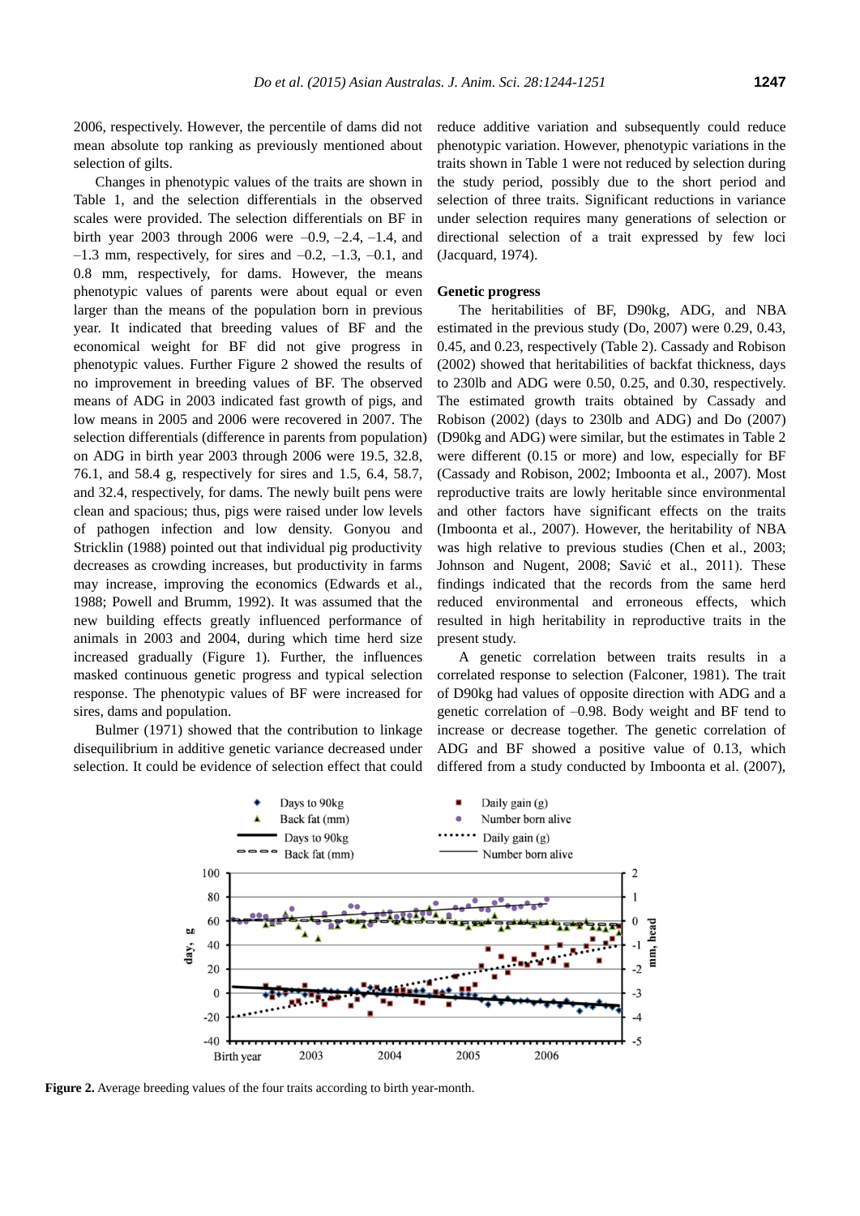2006, respectively. However, the percentile of dams did not mean absolute top ranking as previously mentioned about selection of gilts.

Changes in phenotypic values of the traits are shown in Table 1, and the selection differentials in the observed scales were provided. The selection differentials on BF in birth year 2003 through 2006 were –0.9, –2.4, –1.4, and –1.3 mm, respectively, for sires and –0.2, –1.3, –0.1, and 0.8 mm, respectively, for dams. However, the means phenotypic values of parents were about equal or even larger than the means of the population born in previous year. It indicated that breeding values of BF and the economical weight for BF did not give progress in phenotypic values. Further Figure 2 showed the results of no improvement in breeding values of BF. The observed means of ADG in 2003 indicated fast growth of pigs, and low means in 2005 and 2006 were recovered in 2007. The selection differentials (difference in parents from population) on ADG in birth year 2003 through 2006 were 19.5, 32.8, 76.1, and 58.4 g, respectively for sires and 1.5, 6.4, 58.7, and 32.4, respectively, for dams. The newly built pens were clean and spacious; thus, pigs were raised under low levels of pathogen infection and low density. Gonyou and Stricklin (1988) pointed out that individual pig productivity decreases as crowding increases, but productivity in farms may increase, improving the economics (Edwards et al., 1988; Powell and Brumm, 1992). It was assumed that the new building effects greatly influenced performance of animals in 2003 and 2004, during which time herd size increased gradually (Figure 1). Further, the influences masked continuous genetic progress and typical selection response. The phenotypic values of BF were increased for sires, dams and population.

Bulmer (1971) showed that the contribution to linkage disequilibrium in additive genetic variance decreased under selection. It could be evidence of selection effect that could reduce additive variation and subsequently could reduce phenotypic variation. However, phenotypic variations in the traits shown in Table 1 were not reduced by selection during the study period, possibly due to the short period and selection of three traits. Significant reductions in variance under selection requires many generations of selection or directional selection of a trait expressed by few loci (Jacquard, 1974).

## Genetic progress

The heritabilities of BF, D90kg, ADG, and NBA estimated in the previous study (Do, 2007) were 0.29, 0.43, 0.45, and 0.23, respectively (Table 2). Cassady and Robison (2002) showed that heritabilities of backfat thickness, days to 230lb and ADG were 0.50, 0.25, and 0.30, respectively. The estimated growth traits obtained by Cassady and Robison (2002) (days to 230lb and ADG) and Do (2007) (D90kg and ADG) were similar, but the estimates in Table 2 were different (0.15 or more) and low, especially for BF (Cassady and Robison, 2002; Imboonta et al., 2007). Most reproductive traits are lowly heritable since environmental and other factors have significant effects on the traits (Imboonta et al., 2007). However, the heritability of NBA was high relative to previous studies (Chen et al., 2003; Johnson and Nugent, 2008; Savić et al., 2011). These findings indicated that the records from the same herd reduced environmental and erroneous effects, which resulted in high heritability in reproductive traits in the present study.

A genetic correlation between traits results in a correlated response to selection (Falconer, 1981). The trait of D90kg had values of opposite direction with ADG and a genetic correlation of –0.98. Body weight and BF tend to increase or decrease together. The genetic correlation of ADG and BF showed a positive value of 0.13, which differed from a study conducted by Imboonta et al. (2007),

**Figure 2.** Average breeding values of the four traits according to birth year-month.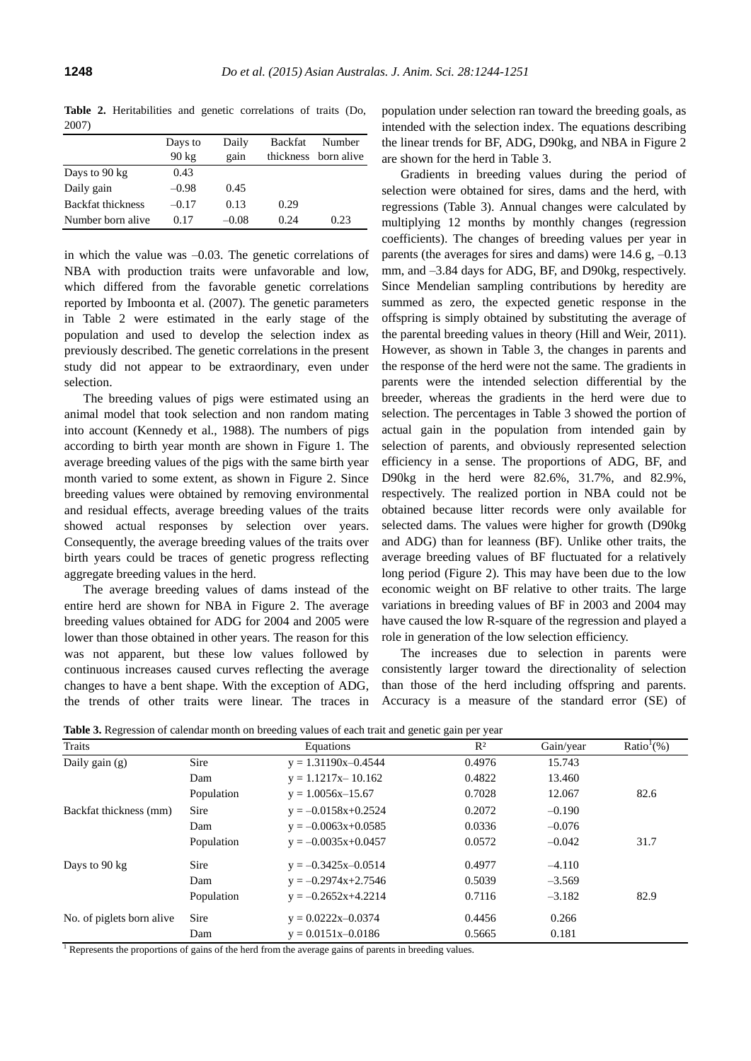**Table 2.** Heritabilities and genetic correlations of traits (Do, 2007)

| | Days to 90 kg | Daily gain | Backfat thickness | Number born alive |
|---|---|---|---|---|
| Days to 90 kg | 0.43 | | | |
| Daily gain | –0.98 | 0.45 | | |
| Backfat thickness | –0.17 | 0.13 | 0.29 | |
| Number born alive | 0.17 | –0.08 | 0.24 | 0.23 |

in which the value was –0.03. The genetic correlations of NBA with production traits were unfavorable and low, which differed from the favorable genetic correlations reported by Imboonta et al. (2007). The genetic parameters in Table 2 were estimated in the early stage of the population and used to develop the selection index as previously described. The genetic correlations in the present study did not appear to be extraordinary, even under selection.

The breeding values of pigs were estimated using an animal model that took selection and non random mating into account (Kennedy et al., 1988). The numbers of pigs according to birth year month are shown in Figure 1. The average breeding values of the pigs with the same birth year month varied to some extent, as shown in Figure 2. Since breeding values were obtained by removing environmental and residual effects, average breeding values of the traits showed actual responses by selection over years. Consequently, the average breeding values of the traits over birth years could be traces of genetic progress reflecting aggregate breeding values in the herd.

The average breeding values of dams instead of the entire herd are shown for NBA in Figure 2. The average breeding values obtained for ADG for 2004 and 2005 were lower than those obtained in other years. The reason for this was not apparent, but these low values followed by continuous increases caused curves reflecting the average changes to have a bent shape. With the exception of ADG, the trends of other traits were linear. The traces in population under selection ran toward the breeding goals, as intended with the selection index. The equations describing the linear trends for BF, ADG, D90kg, and NBA in Figure 2 are shown for the herd in Table 3.

Gradients in breeding values during the period of selection were obtained for sires, dams and the herd, with regressions (Table 3). Annual changes were calculated by multiplying 12 months by monthly changes (regression coefficients). The changes of breeding values per year in parents (the averages for sires and dams) were 14.6 g, –0.13 mm, and –3.84 days for ADG, BF, and D90kg, respectively. Since Mendelian sampling contributions by heredity are summed as zero, the expected genetic response in the offspring is simply obtained by substituting the average of the parental breeding values in theory (Hill and Weir, 2011). However, as shown in Table 3, the changes in parents and the response of the herd were not the same. The gradients in parents were the intended selection differential by the breeder, whereas the gradients in the herd were due to selection. The percentages in Table 3 showed the portion of actual gain in the population from intended gain by selection of parents, and obviously represented selection efficiency in a sense. The proportions of ADG, BF, and D90kg in the herd were 82.6%, 31.7%, and 82.9%, respectively. The realized portion in NBA could not be obtained because litter records were only available for selected dams. The values were higher for growth (D90kg and ADG) than for leanness (BF). Unlike other traits, the average breeding values of BF fluctuated for a relatively long period (Figure 2). This may have been due to the low economic weight on BF relative to other traits. The large variations in breeding values of BF in 2003 and 2004 may have caused the low R-square of the regression and played a role in generation of the low selection efficiency.

The increases due to selection in parents were consistently larger toward the directionality of selection than those of the herd including offspring and parents. Accuracy is a measure of the standard error (SE) of

**Table 3.** Regression of calendar month on breeding values of each trait and genetic gain per year

| Traits | | Equations | $R^2$ | Gain/year | Ratio[1](%) |
|---|---|---|---|---|---|
| Daily gain (g) | Sire | $y = 1.31190x–0.4544$ | 0.4976 | 15.743 | |
| | Dam | $y = 1.1217x– 10.162$ | 0.4822 | 13.460 | |
| | Population | $y = 1.0056x–15.67$ | 0.7028 | 12.067 | 82.6 |
| Backfat thickness (mm) | Sire | $y = –0.0158x+0.2524$ | 0.2072 | –0.190 | |
| | Dam | $y = –0.0063x+0.0585$ | 0.0336 | –0.076 | |
| | Population | $y = –0.0035x+0.0457$ | 0.0572 | –0.042 | 31.7 |
| Days to 90 kg | Sire | $y = –0.3425x–0.0514$ | 0.4977 | –4.110 | |
| | Dam | $y = –0.2974x+2.7546$ | 0.5039 | –3.569 | |
| | Population | $y = –0.2652x+4.2214$ | 0.7116 | –3.182 | 82.9 |
| No. of piglets born alive | Sire | $y = 0.0222x–0.0374$ | 0.4456 | 0.266 | |
| | Dam | $y = 0.0151x–0.0186$ | 0.5665 | 0.181 | |

[1] Represents the proportions of gains of the herd from the average gains of parents in breeding values.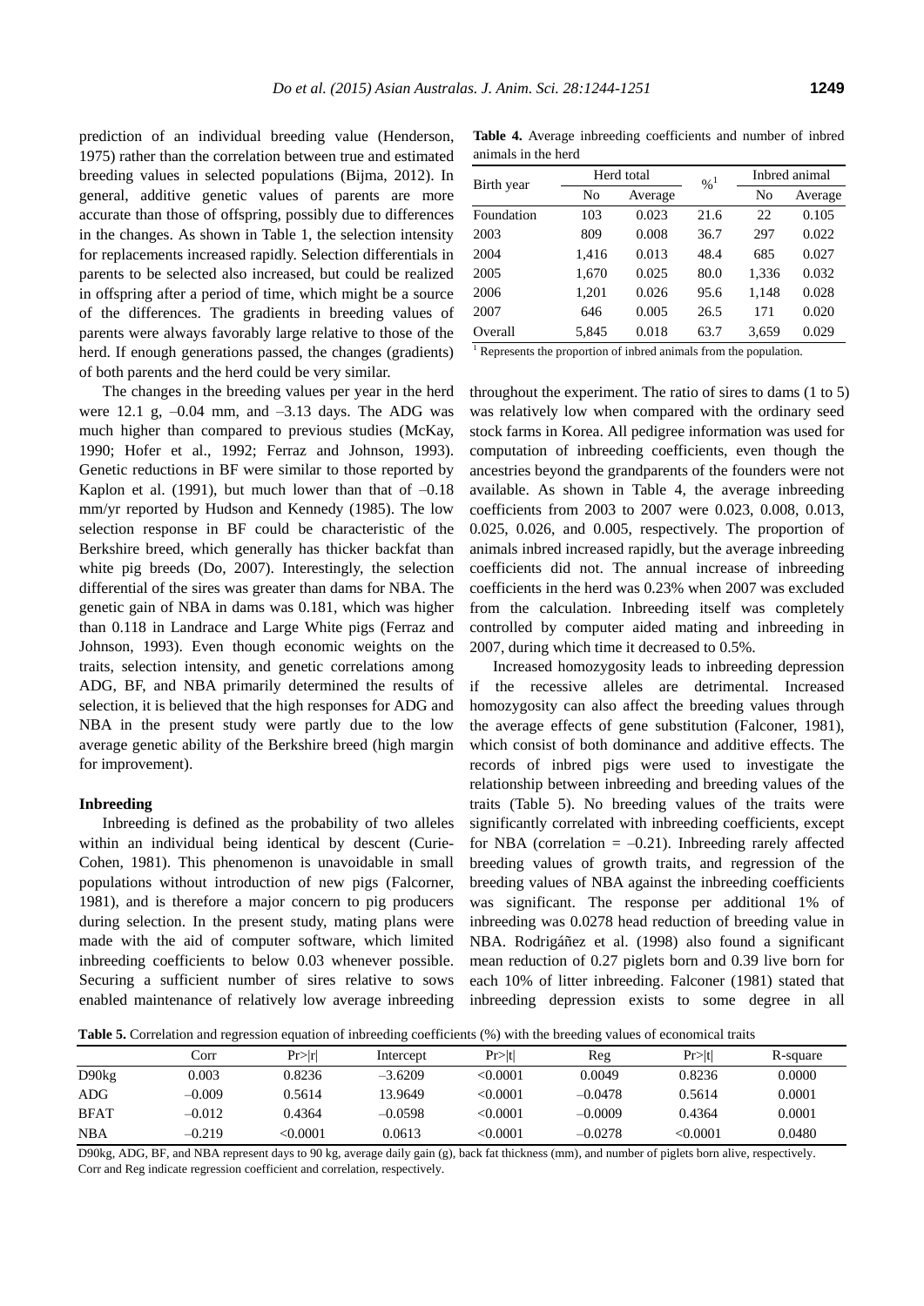prediction of an individual breeding value (Henderson, 1975) rather than the correlation between true and estimated breeding values in selected populations (Bijma, 2012). In general, additive genetic values of parents are more accurate than those of offspring, possibly due to differences in the changes. As shown in Table 1, the selection intensity for replacements increased rapidly. Selection differentials in parents to be selected also increased, but could be realized in offspring after a period of time, which might be a source of the differences. The gradients in breeding values of parents were always favorably large relative to those of the herd. If enough generations passed, the changes (gradients) of both parents and the herd could be very similar.

The changes in the breeding values per year in the herd were 12.1 g, –0.04 mm, and –3.13 days. The ADG was much higher than compared to previous studies (McKay, 1990; Hofer et al., 1992; Ferraz and Johnson, 1993). Genetic reductions in BF were similar to those reported by Kaplon et al. (1991), but much lower than that of –0.18 mm/yr reported by Hudson and Kennedy (1985). The low selection response in BF could be characteristic of the Berkshire breed, which generally has thicker backfat than white pig breeds (Do, 2007). Interestingly, the selection differential of the sires was greater than dams for NBA. The genetic gain of NBA in dams was 0.181, which was higher than 0.118 in Landrace and Large White pigs (Ferraz and Johnson, 1993). Even though economic weights on the traits, selection intensity, and genetic correlations among ADG, BF, and NBA primarily determined the results of selection, it is believed that the high responses for ADG and NBA in the present study were partly due to the low average genetic ability of the Berkshire breed (high margin for improvement).

### Inbreeding

Inbreeding is defined as the probability of two alleles within an individual being identical by descent (Curie-Cohen, 1981). This phenomenon is unavoidable in small populations without introduction of new pigs (Falconer, 1981), and is therefore a major concern to pig producers during selection. In the present study, mating plans were made with the aid of computer software, which limited inbreeding coefficients to below 0.03 whenever possible. Securing a sufficient number of sires relative to sows enabled maintenance of relatively low average inbreeding throughout the experiment. The ratio of sires to dams (1 to 5) was relatively low when compared with the ordinary seed stock farms in Korea. All pedigree information was used for computation of inbreeding coefficients, even though the ancestries beyond the grandparents of the founders were not available. As shown in Table 4, the average inbreeding coefficients from 2003 to 2007 were 0.023, 0.008, 0.013, 0.025, 0.026, and 0.005, respectively. The proportion of animals inbred increased rapidly, but the average inbreeding coefficients did not. The annual increase of inbreeding coefficients in the herd was 0.23% when 2007 was excluded from the calculation. Inbreeding itself was completely controlled by computer aided mating and inbreeding in 2007, during which time it decreased to 0.5%.

**Table 4.** Average inbreeding coefficients and number of inbred animals in the herd

| Birth year | Herd total | | %[1] | Inbred animal | |
|---|---|---|---|---|---|
| | No | Average | | No | Average |
| Foundation | 103 | 0.023 | 21.6 | 22 | 0.105 |
| 2003 | 809 | 0.008 | 36.7 | 297 | 0.022 |
| 2004 | 1,416 | 0.013 | 48.4 | 685 | 0.027 |
| 2005 | 1,670 | 0.025 | 80.0 | 1,336 | 0.032 |
| 2006 | 1,201 | 0.026 | 95.6 | 1,148 | 0.028 |
| 2007 | 646 | 0.005 | 26.5 | 171 | 0.020 |
| Overall | 5,845 | 0.018 | 63.7 | 3,659 | 0.029 |

[1] Represents the proportion of inbred animals from the population.

Increased homozygosity leads to inbreeding depression if the recessive alleles are detrimental. Increased homozygosity can also affect the breeding values through the average effects of gene substitution (Falconer, 1981), which consist of both dominance and additive effects. The records of inbred pigs were used to investigate the relationship between inbreeding and breeding values of the traits (Table 5). No breeding values of the traits were significantly correlated with inbreeding coefficients, except for NBA (correlation = –0.21). Inbreeding rarely affected breeding values of growth traits, and regression of the breeding values of NBA against the inbreeding coefficients was significant. The response per additional 1% of inbreeding was 0.0278 head reduction of breeding value in NBA. Rodrigáñez et al. (1998) also found a significant mean reduction of 0.27 piglets born and 0.39 live born for each 10% of litter inbreeding. Falconer (1981) stated that inbreeding depression exists to some degree in all

**Table 5.** Correlation and regression equation of inbreeding coefficients (%) with the breeding values of economical traits

| | Corr | Pr>\|r\| | Intercept | Pr>\|t\| | Reg | Pr>\|t\| | R-square |
|---|---|---|---|---|---|---|---|
| D90kg | 0.003 | 0.8236 | –3.6209 | <0.0001 | 0.0049 | 0.8236 | 0.0000 |
| ADG | –0.009 | 0.5614 | 13.9649 | <0.0001 | –0.0478 | 0.5614 | 0.0001 |
| BFAT | –0.012 | 0.4364 | –0.0598 | <0.0001 | –0.0009 | 0.4364 | 0.0001 |
| NBA | –0.219 | <0.0001 | 0.0613 | <0.0001 | –0.0278 | <0.0001 | 0.0480 |

D90kg, ADG, BF, and NBA represent days to 90 kg, average daily gain (g), back fat thickness (mm), and number of piglets born alive, respectively. Corr and Reg indicate regression coefficient and correlation, respectively.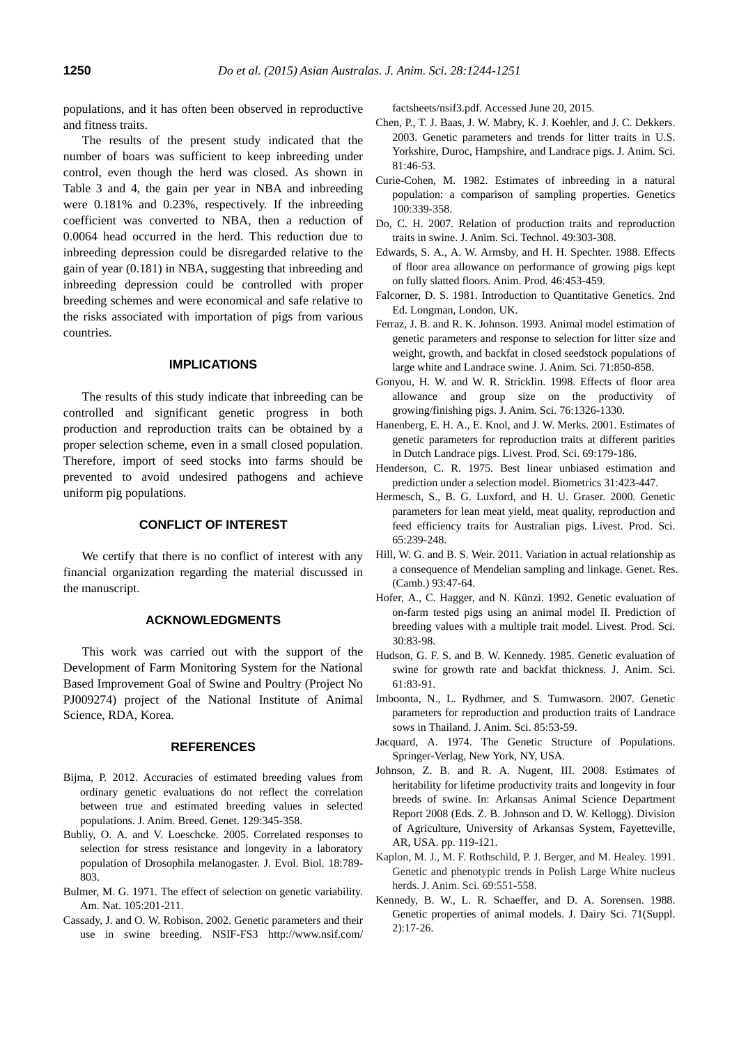populations, and it has often been observed in reproductive and fitness traits.

The results of the present study indicated that the number of boars was sufficient to keep inbreeding under control, even though the herd was closed. As shown in Table 3 and 4, the gain per year in NBA and inbreeding were 0.181% and 0.23%, respectively. If the inbreeding coefficient was converted to NBA, then a reduction of 0.0064 head occurred in the herd. This reduction due to inbreeding depression could be disregarded relative to the gain of year (0.181) in NBA, suggesting that inbreeding and inbreeding depression could be controlled with proper breeding schemes and were economical and safe relative to the risks associated with importation of pigs from various countries.

## IMPLICATIONS

The results of this study indicate that inbreeding can be controlled and significant genetic progress in both production and reproduction traits can be obtained by a proper selection scheme, even in a small closed population. Therefore, import of seed stocks into farms should be prevented to avoid undesired pathogens and achieve uniform pig populations.

## CONFLICT OF INTEREST

We certify that there is no conflict of interest with any financial organization regarding the material discussed in the manuscript.

## ACKNOWLEDGMENTS

This work was carried out with the support of the Development of Farm Monitoring System for the National Based Improvement Goal of Swine and Poultry (Project No PJ009274) project of the National Institute of Animal Science, RDA, Korea.

## REFERENCES

Bijma, P. 2012. Accuracies of estimated breeding values from ordinary genetic evaluations do not reflect the correlation between true and estimated breeding values in selected populations. J. Anim. Breed. Genet. 129:345-358.

Bubliy, O. A. and V. Loeschcke. 2005. Correlated responses to selection for stress resistance and longevity in a laboratory population of Drosophila melanogaster. J. Evol. Biol. 18:789-803.

Bulmer, M. G. 1971. The effect of selection on genetic variability. Am. Nat. 105:201-211.

Cassady, J. and O. W. Robison. 2002. Genetic parameters and their use in swine breeding. NSIF-FS3 http://www.nsif.com/factsheets/nsif3.pdf. Accessed June 20, 2015.

Chen, P., T. J. Baas, J. W. Mabry, K. J. Koehler, and J. C. Dekkers. 2003. Genetic parameters and trends for litter traits in U.S. Yorkshire, Duroc, Hampshire, and Landrace pigs. J. Anim. Sci. 81:46-53.

Curie-Cohen, M. 1982. Estimates of inbreeding in a natural population: a comparison of sampling properties. Genetics 100:339-358.

Do, C. H. 2007. Relation of production traits and reproduction traits in swine. J. Anim. Sci. Technol. 49:303-308.

Edwards, S. A., A. W. Armsby, and H. H. Spechter. 1988. Effects of floor area allowance on performance of growing pigs kept on fully slatted floors. Anim. Prod. 46:453-459.

Falcorner, D. S. 1981. Introduction to Quantitative Genetics. 2nd Ed. Longman, London, UK.

Ferraz, J. B. and R. K. Johnson. 1993. Animal model estimation of genetic parameters and response to selection for litter size and weight, growth, and backfat in closed seedstock populations of large white and Landrace swine. J. Anim. Sci. 71:850-858.

Gonyou, H. W. and W. R. Stricklin. 1998. Effects of floor area allowance and group size on the productivity of growing/finishing pigs. J. Anim. Sci. 76:1326-1330.

Hanenberg, E. H. A., E. Knol, and J. W. Merks. 2001. Estimates of genetic parameters for reproduction traits at different parities in Dutch Landrace pigs. Livest. Prod. Sci. 69:179-186.

Henderson, C. R. 1975. Best linear unbiased estimation and prediction under a selection model. Biometrics 31:423-447.

Hermesch, S., B. G. Luxford, and H. U. Graser. 2000. Genetic parameters for lean meat yield, meat quality, reproduction and feed efficiency traits for Australian pigs. Livest. Prod. Sci. 65:239-248.

Hill, W. G. and B. S. Weir. 2011. Variation in actual relationship as a consequence of Mendelian sampling and linkage. Genet. Res. (Camb.) 93:47-64.

Hofer, A., C. Hagger, and N. Künzi. 1992. Genetic evaluation of on-farm tested pigs using an animal model II. Prediction of breeding values with a multiple trait model. Livest. Prod. Sci. 30:83-98.

Hudson, G. F. S. and B. W. Kennedy. 1985. Genetic evaluation of swine for growth rate and backfat thickness. J. Anim. Sci. 61:83-91.

Imboonta, N., L. Rydhmer, and S. Tumwasorn. 2007. Genetic parameters for reproduction and production traits of Landrace sows in Thailand. J. Anim. Sci. 85:53-59.

Jacquard, A. 1974. The Genetic Structure of Populations. Springer-Verlag, New York, NY, USA.

Johnson, Z. B. and R. A. Nugent, III. 2008. Estimates of heritability for lifetime productivity traits and longevity in four breeds of swine. In: Arkansas Animal Science Department Report 2008 (Eds. Z. B. Johnson and D. W. Kellogg). Division of Agriculture, University of Arkansas System, Fayetteville, AR, USA. pp. 119-121.

Kaplon, M. J., M. F. Rothschild, P. J. Berger, and M. Healey. 1991. Genetic and phenotypic trends in Polish Large White nucleus herds. J. Anim. Sci. 69:551-558.

Kennedy, B. W., L. R. Schaeffer, and D. A. Sorensen. 1988. Genetic properties of animal models. J. Dairy Sci. 71(Suppl. 2):17-26.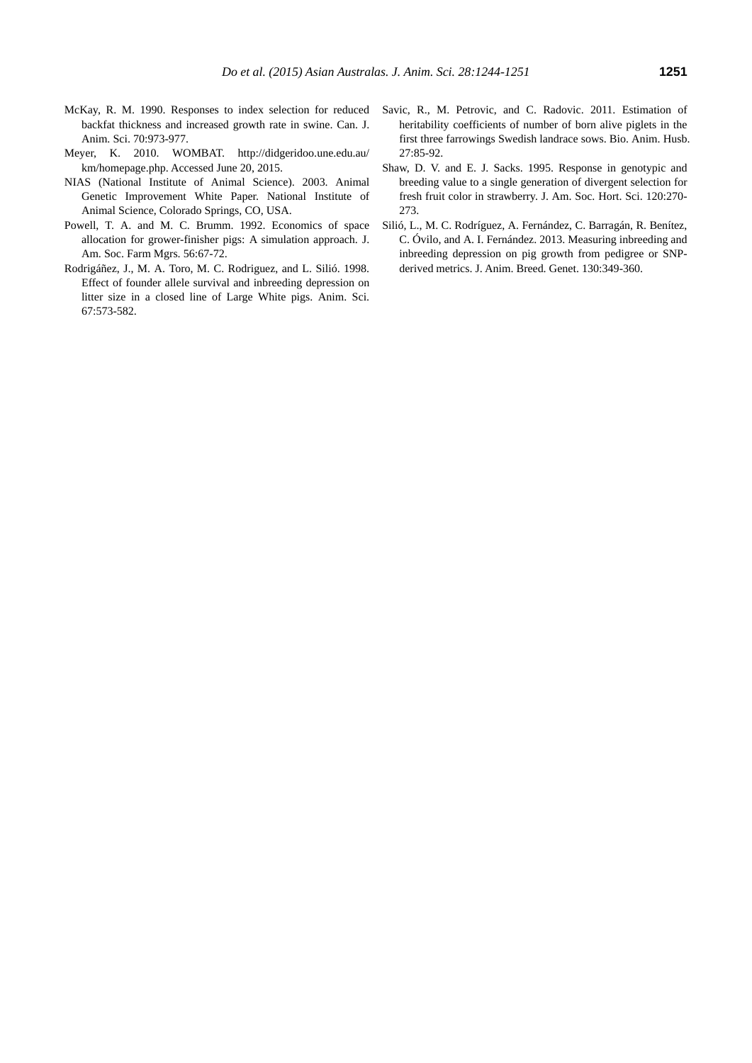McKay, R. M. 1990. Responses to index selection for reduced backfat thickness and increased growth rate in swine. Can. J. Anim. Sci. 70:973-977.

Meyer, K. 2010. WOMBAT. http://didgeridoo.une.edu.au/km/homepage.php. Accessed June 20, 2015.

NIAS (National Institute of Animal Science). 2003. Animal Genetic Improvement White Paper. National Institute of Animal Science, Colorado Springs, CO, USA.

Powell, T. A. and M. C. Brumm. 1992. Economics of space allocation for grower-finisher pigs: A simulation approach. J. Am. Soc. Farm Mgrs. 56:67-72.

Rodrigáñez, J., M. A. Toro, M. C. Rodriguez, and L. Silió. 1998. Effect of founder allele survival and inbreeding depression on litter size in a closed line of Large White pigs. Anim. Sci. 67:573-582.

Savic, R., M. Petrovic, and C. Radovic. 2011. Estimation of heritability coefficients of number of born alive piglets in the first three farrowings Swedish landrace sows. Bio. Anim. Husb. 27:85-92.

Shaw, D. V. and E. J. Sacks. 1995. Response in genotypic and breeding value to a single generation of divergent selection for fresh fruit color in strawberry. J. Am. Soc. Hort. Sci. 120:270-273.

Silió, L., M. C. Rodríguez, A. Fernández, C. Barragán, R. Benítez, C. Óvilo, and A. I. Fernández. 2013. Measuring inbreeding and inbreeding depression on pig growth from pedigree or SNP-derived metrics. J. Anim. Breed. Genet. 130:349-360.